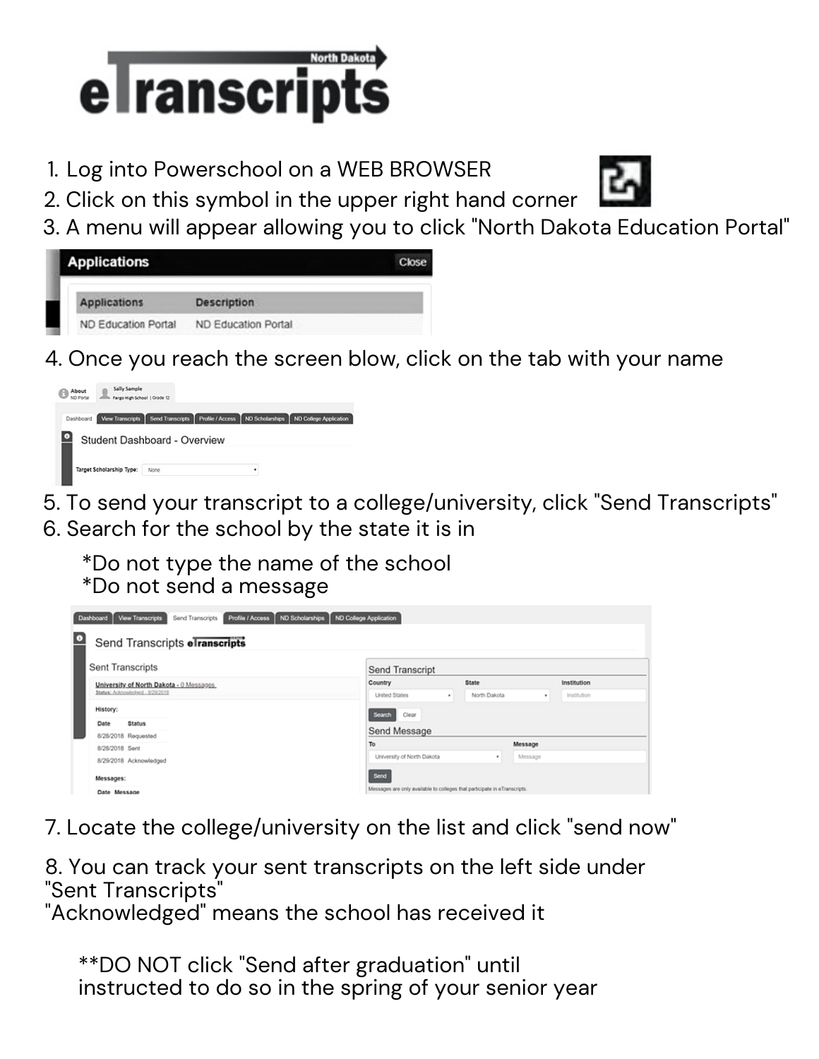# North Dakota eTranscripts

1. Log into Powerschool on a WEB BROWSER
2. Click on this symbol in the upper right hand corner
3. A menu will appear allowing you to click "North Dakota Education Portal"

| Applications | Description |
| --- | --- |
| ND Education Portal | ND Education Portal |

4. Once you reach the screen blow, click on the tab with your name
5. To send your transcript to a college/university, click "Send Transcripts"
6. Search for the school by the state it is in

   *Do not type the name of the school
   *Do not send a message

7. Locate the college/university on the list and click "send now"
8. You can track your sent transcripts on the left side under "Sent Transcripts"
"Acknowledged" means the school has received it

**DO NOT click "Send after graduation" until instructed to do so in the spring of your senior year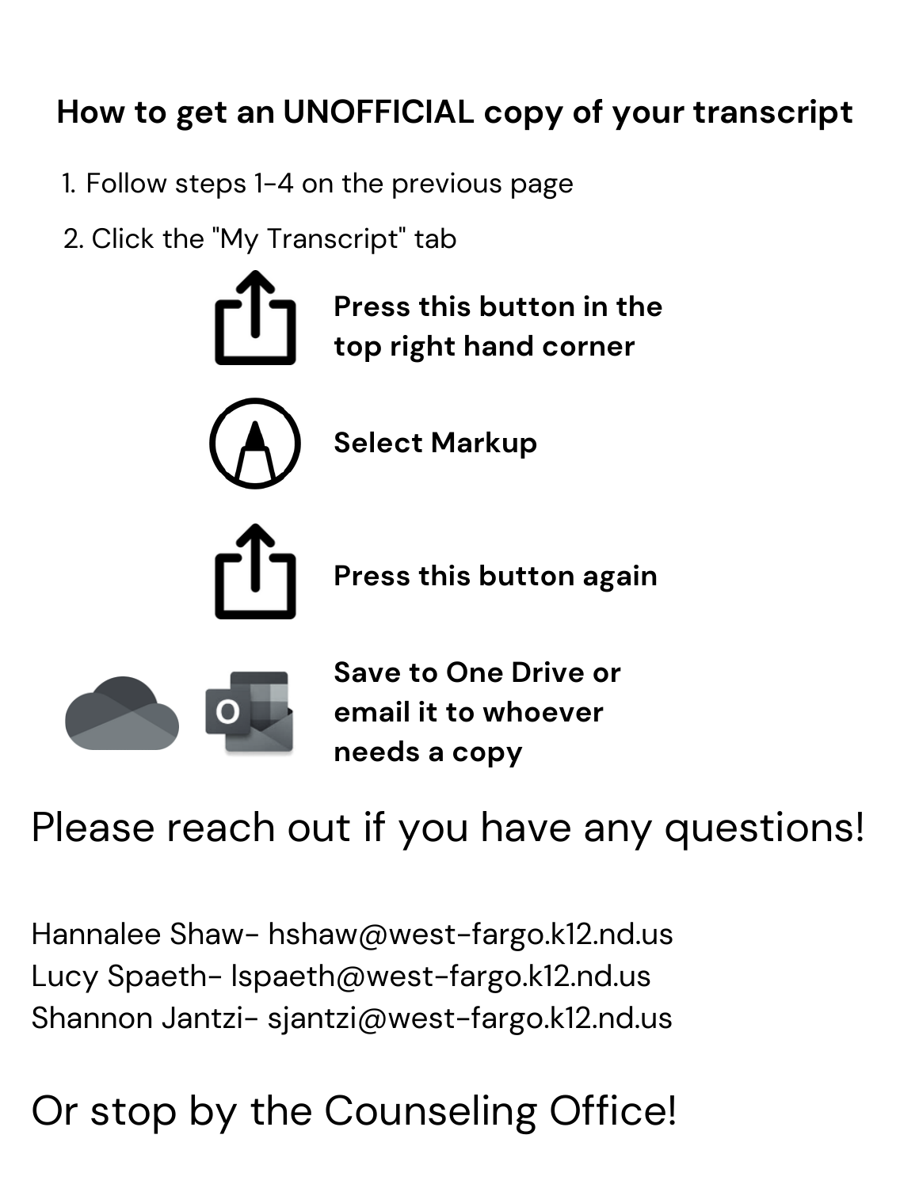## How to get an UNOFFICIAL copy of your transcript

1. Follow steps 1-4 on the previous page
2. Click the "My Transcript" tab

**Press this button in the top right hand corner**

**Select Markup**

**Press this button again**

**Save to One Drive or email it to whoever needs a copy**

Please reach out if you have any questions!

Hannalee Shaw- hshaw@west-fargo.k12.nd.us
Lucy Spaeth- lspaeth@west-fargo.k12.nd.us
Shannon Jantzi- sjantzi@west-fargo.k12.nd.us

Or stop by the Counseling Office!